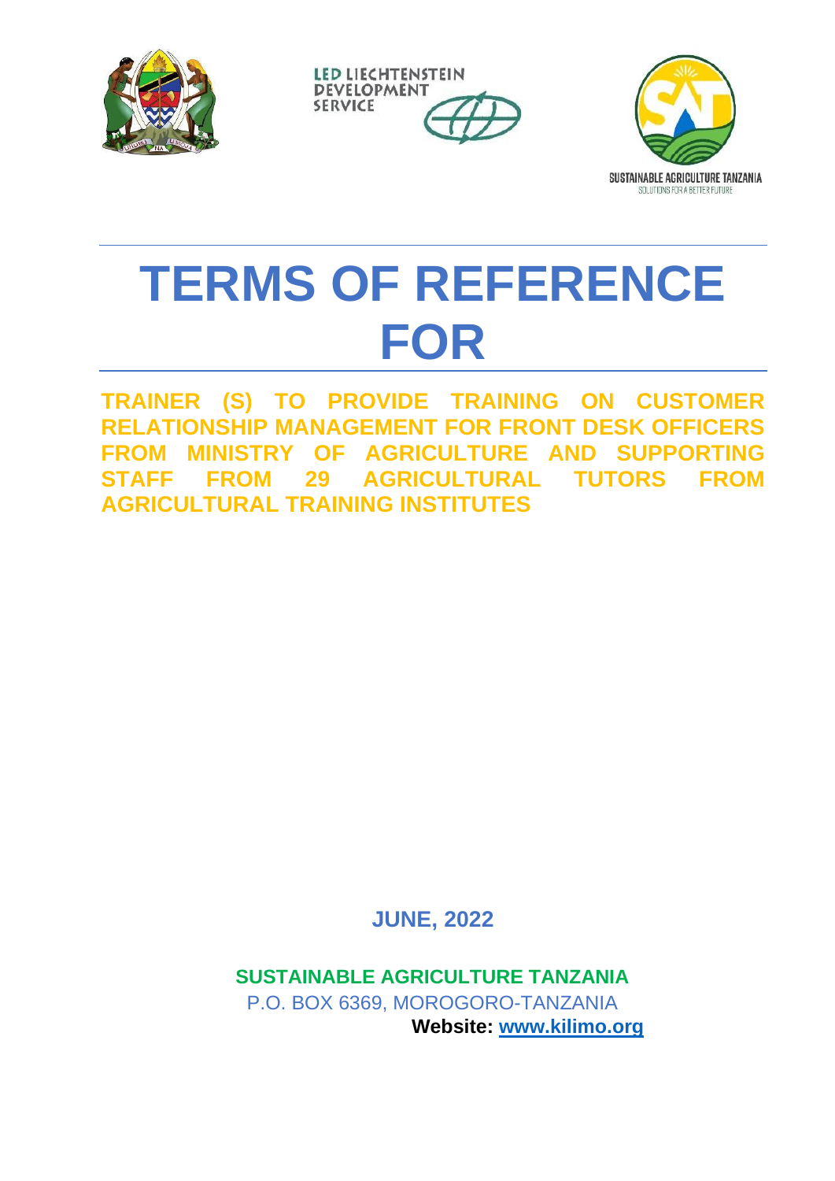LED LIECHTENSTEIN DEVELOPMENT SERVICE

SUSTAINABLE AGRICULTURE TANZANIA
SOLUTIONS FOR A BETTER FUTURE

# TERMS OF REFERENCE FOR

## TRAINER (S) TO PROVIDE TRAINING ON CUSTOMER RELATIONSHIP MANAGEMENT FOR FRONT DESK OFFICERS FROM MINISTRY OF AGRICULTURE AND SUPPORTING STAFF FROM 29 AGRICULTURAL TUTORS FROM AGRICULTURAL TRAINING INSTITUTES

**JUNE, 2022**

**SUSTAINABLE AGRICULTURE TANZANIA**

P.O. BOX 6369, MOROGORO-TANZANIA

**Website: www.kilimo.org**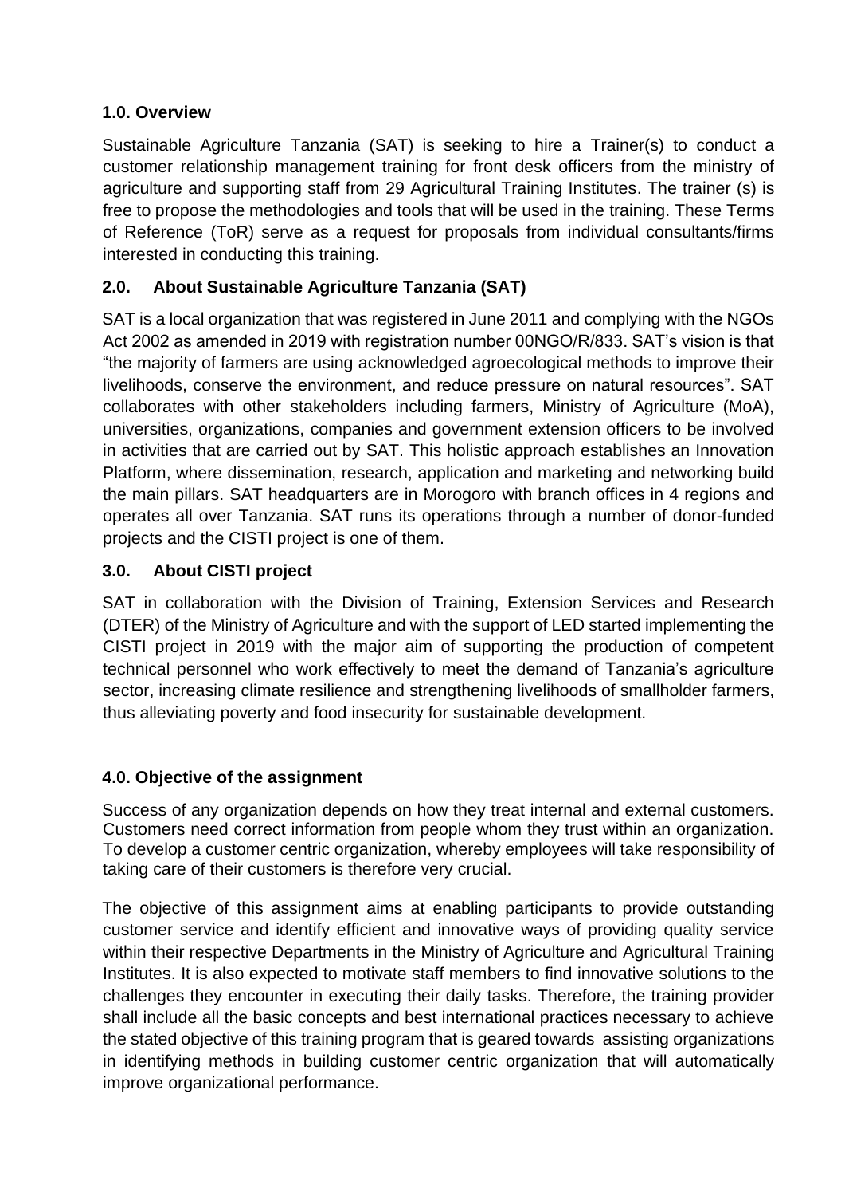### 1.0. Overview

Sustainable Agriculture Tanzania (SAT) is seeking to hire a Trainer(s) to conduct a customer relationship management training for front desk officers from the ministry of agriculture and supporting staff from 29 Agricultural Training Institutes. The trainer (s) is free to propose the methodologies and tools that will be used in the training. These Terms of Reference (ToR) serve as a request for proposals from individual consultants/firms interested in conducting this training.

### 2.0. About Sustainable Agriculture Tanzania (SAT)

SAT is a local organization that was registered in June 2011 and complying with the NGOs Act 2002 as amended in 2019 with registration number 00NGO/R/833. SAT's vision is that "the majority of farmers are using acknowledged agroecological methods to improve their livelihoods, conserve the environment, and reduce pressure on natural resources". SAT collaborates with other stakeholders including farmers, Ministry of Agriculture (MoA), universities, organizations, companies and government extension officers to be involved in activities that are carried out by SAT. This holistic approach establishes an Innovation Platform, where dissemination, research, application and marketing and networking build the main pillars. SAT headquarters are in Morogoro with branch offices in 4 regions and operates all over Tanzania. SAT runs its operations through a number of donor-funded projects and the CISTI project is one of them.

### 3.0. About CISTI project

SAT in collaboration with the Division of Training, Extension Services and Research (DTER) of the Ministry of Agriculture and with the support of LED started implementing the CISTI project in 2019 with the major aim of supporting the production of competent technical personnel who work effectively to meet the demand of Tanzania's agriculture sector, increasing climate resilience and strengthening livelihoods of smallholder farmers, thus alleviating poverty and food insecurity for sustainable development.

### 4.0. Objective of the assignment

Success of any organization depends on how they treat internal and external customers. Customers need correct information from people whom they trust within an organization. To develop a customer centric organization, whereby employees will take responsibility of taking care of their customers is therefore very crucial.

The objective of this assignment aims at enabling participants to provide outstanding customer service and identify efficient and innovative ways of providing quality service within their respective Departments in the Ministry of Agriculture and Agricultural Training Institutes. It is also expected to motivate staff members to find innovative solutions to the challenges they encounter in executing their daily tasks. Therefore, the training provider shall include all the basic concepts and best international practices necessary to achieve the stated objective of this training program that is geared towards assisting organizations in identifying methods in building customer centric organization that will automatically improve organizational performance.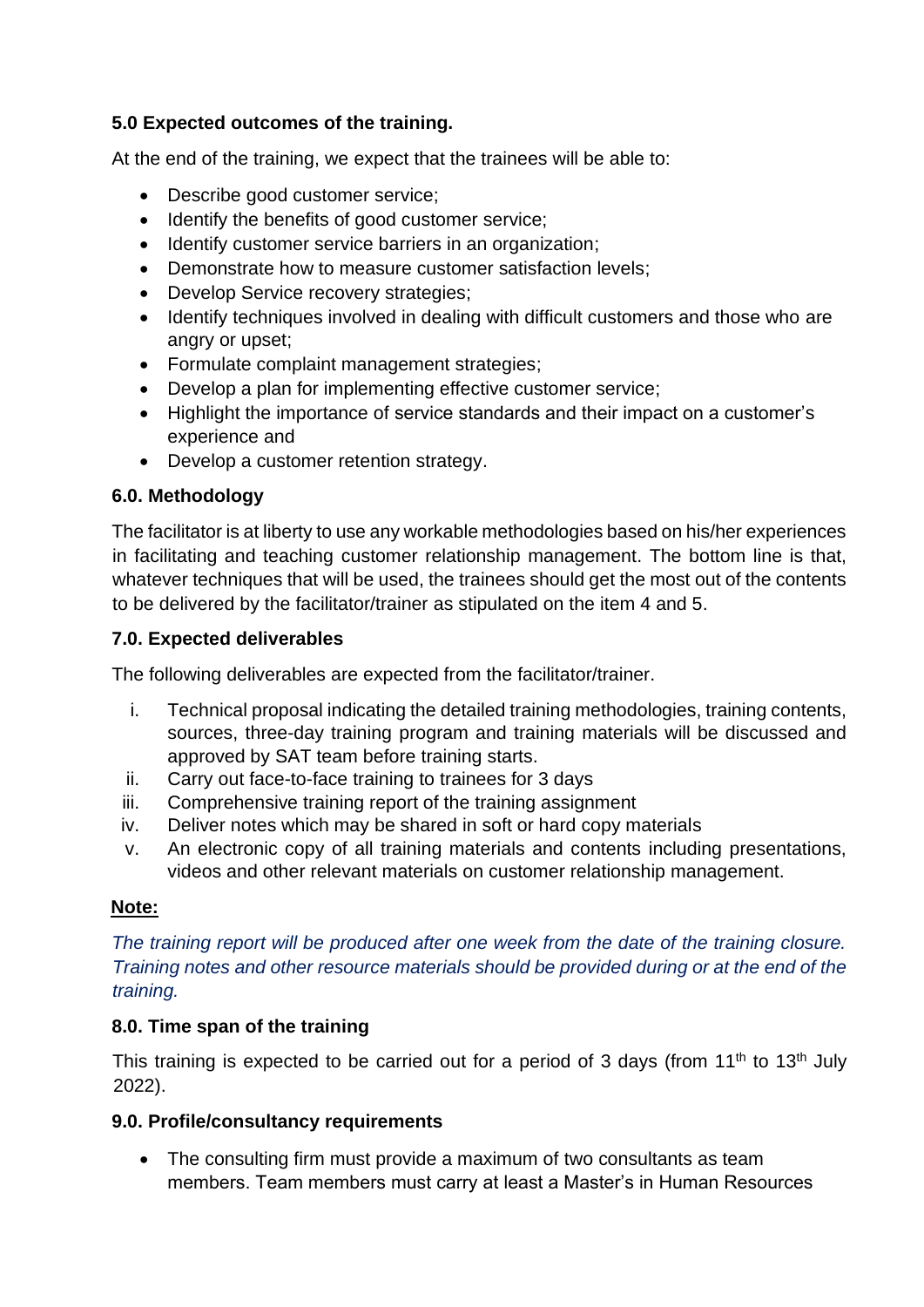### 5.0 Expected outcomes of the training.

At the end of the training, we expect that the trainees will be able to:

- Describe good customer service;
- Identify the benefits of good customer service;
- Identify customer service barriers in an organization;
- Demonstrate how to measure customer satisfaction levels;
- Develop Service recovery strategies;
- Identify techniques involved in dealing with difficult customers and those who are angry or upset;
- Formulate complaint management strategies;
- Develop a plan for implementing effective customer service;
- Highlight the importance of service standards and their impact on a customer's experience and
- Develop a customer retention strategy.

### 6.0. Methodology

The facilitator is at liberty to use any workable methodologies based on his/her experiences in facilitating and teaching customer relationship management. The bottom line is that, whatever techniques that will be used, the trainees should get the most out of the contents to be delivered by the facilitator/trainer as stipulated on the item 4 and 5.

### 7.0. Expected deliverables

The following deliverables are expected from the facilitator/trainer.

i. Technical proposal indicating the detailed training methodologies, training contents, sources, three-day training program and training materials will be discussed and approved by SAT team before training starts.
ii. Carry out face-to-face training to trainees for 3 days
iii. Comprehensive training report of the training assignment
iv. Deliver notes which may be shared in soft or hard copy materials
v. An electronic copy of all training materials and contents including presentations, videos and other relevant materials on customer relationship management.

**Note:**

*The training report will be produced after one week from the date of the training closure. Training notes and other resource materials should be provided during or at the end of the training.*

### 8.0. Time span of the training

This training is expected to be carried out for a period of 3 days (from 11th to 13th July 2022).

### 9.0. Profile/consultancy requirements

- The consulting firm must provide a maximum of two consultants as team members. Team members must carry at least a Master's in Human Resources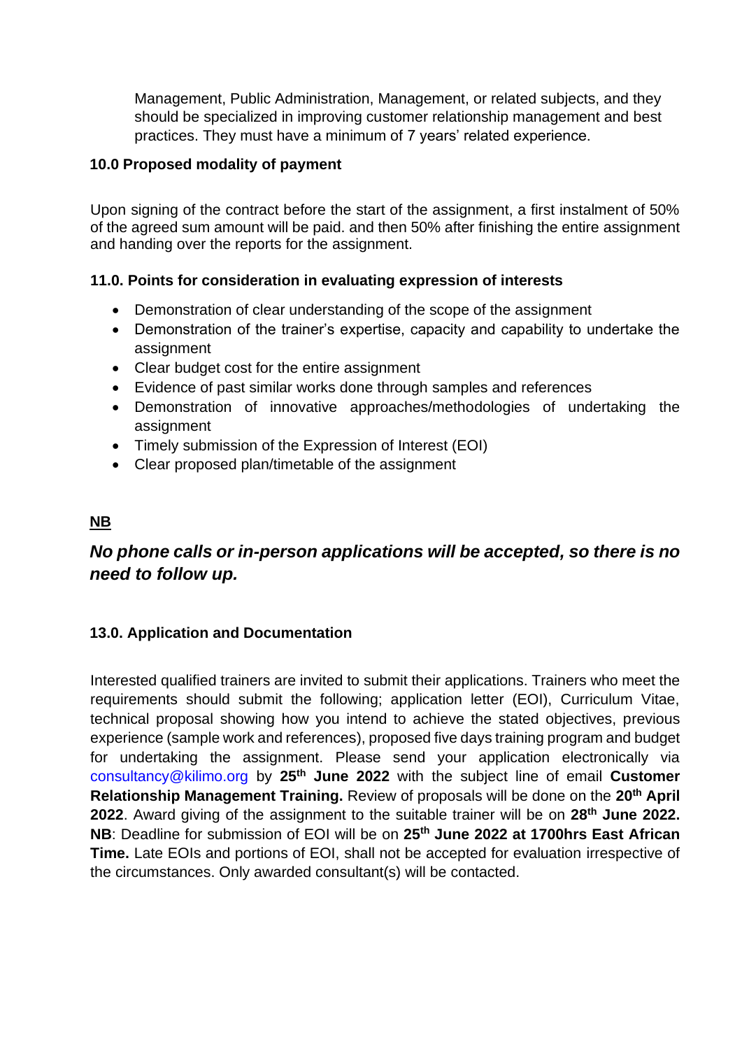Management, Public Administration, Management, or related subjects, and they should be specialized in improving customer relationship management and best practices. They must have a minimum of 7 years' related experience.

### 10.0 Proposed modality of payment

Upon signing of the contract before the start of the assignment, a first instalment of 50% of the agreed sum amount will be paid. and then 50% after finishing the entire assignment and handing over the reports for the assignment.

### 11.0. Points for consideration in evaluating expression of interests

- Demonstration of clear understanding of the scope of the assignment
- Demonstration of the trainer's expertise, capacity and capability to undertake the assignment
- Clear budget cost for the entire assignment
- Evidence of past similar works done through samples and references
- Demonstration of innovative approaches/methodologies of undertaking the assignment
- Timely submission of the Expression of Interest (EOI)
- Clear proposed plan/timetable of the assignment

**NB**

***No phone calls or in-person applications will be accepted, so there is no need to follow up.***

### 13.0. Application and Documentation

Interested qualified trainers are invited to submit their applications. Trainers who meet the requirements should submit the following; application letter (EOI), Curriculum Vitae, technical proposal showing how you intend to achieve the stated objectives, previous experience (sample work and references), proposed five days training program and budget for undertaking the assignment. Please send your application electronically via consultancy@kilimo.org by **25th June 2022** with the subject line of email **Customer Relationship Management Training.** Review of proposals will be done on the **20th April 2022**. Award giving of the assignment to the suitable trainer will be on **28th June 2022.** **NB**: Deadline for submission of EOI will be on **25th June 2022 at 1700hrs East African Time.** Late EOIs and portions of EOI, shall not be accepted for evaluation irrespective of the circumstances. Only awarded consultant(s) will be contacted.